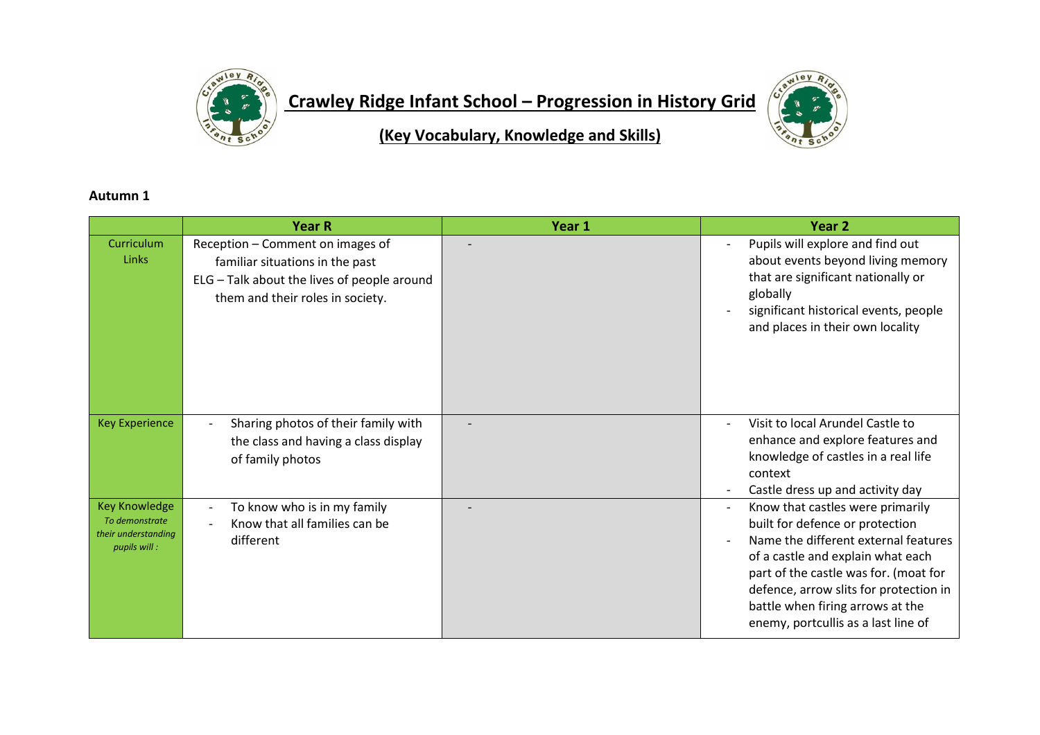# Crawley Ridge Infant School – Progression in History Grid

## (Key Vocabulary, Knowledge and Skills)

**Autumn 1**

| | Year R | Year 1 | Year 2 |
|---|---|---|---|
| Curriculum Links | Reception – Comment on images of familiar situations in the past<br>ELG – Talk about the lives of people around them and their roles in society. | - | - Pupils will explore and find out about events beyond living memory that are significant nationally or globally<br>- significant historical events, people and places in their own locality |
| Key Experience | - Sharing photos of their family with the class and having a class display of family photos | - | - Visit to local Arundel Castle to enhance and explore features and knowledge of castles in a real life context<br>- Castle dress up and activity day |
| Key Knowledge *To demonstrate their understanding pupils will :* | - To know who is in my family<br>- Know that all families can be different | - | - Know that castles were primarily built for defence or protection<br>- Name the different external features of a castle and explain what each part of the castle was for. (moat for defence, arrow slits for protection in battle when firing arrows at the enemy, portcullis as a last line of |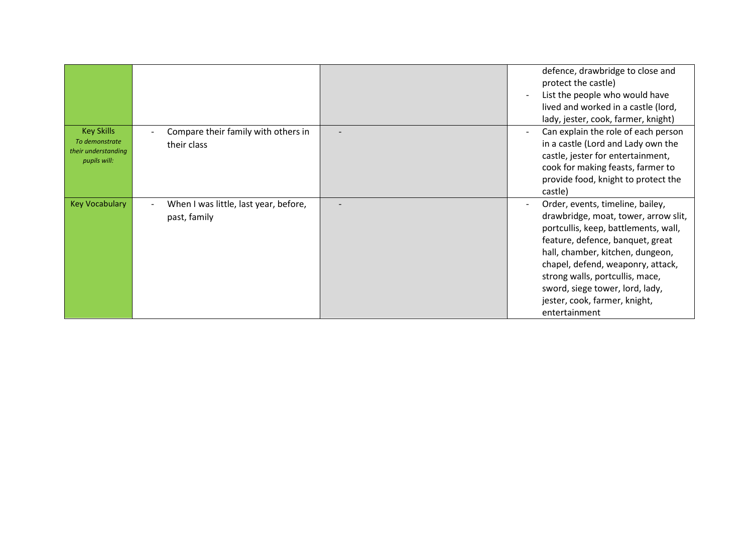| | | | |
|---|---|---|---|
| | | | defence, drawbridge to close and protect the castle)<br>- List the people who would have lived and worked in a castle (lord, lady, jester, cook, farmer, knight) |
| Key Skills<br>*To demonstrate their understanding pupils will:* | - Compare their family with others in their class | - | - Can explain the role of each person in a castle (Lord and Lady own the castle, jester for entertainment, cook for making feasts, farmer to provide food, knight to protect the castle) |
| Key Vocabulary | - When I was little, last year, before, past, family | - | - Order, events, timeline, bailey, drawbridge, moat, tower, arrow slit, portcullis, keep, battlements, wall, feature, defence, banquet, great hall, chamber, kitchen, dungeon, chapel, defend, weaponry, attack, strong walls, portcullis, mace, sword, siege tower, lord, lady, jester, cook, farmer, knight, entertainment |